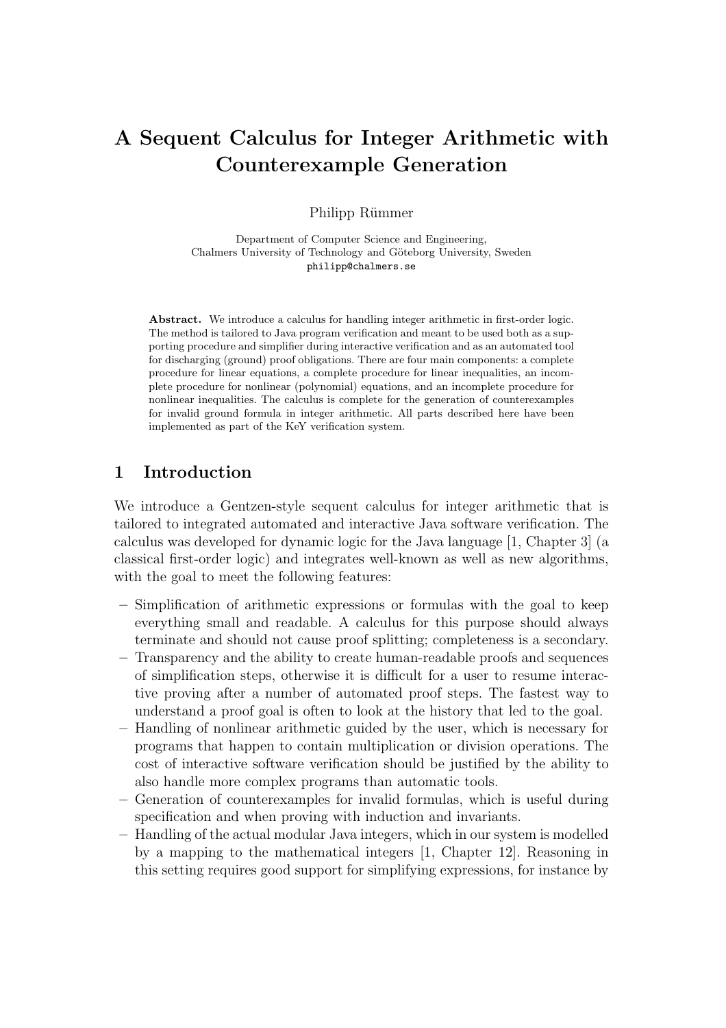# A Sequent Calculus for Integer Arithmetic with Counterexample Generation

Philipp Rümmer

Department of Computer Science and Engineering,
Chalmers University of Technology and Göteborg University, Sweden
philipp@chalmers.se

**Abstract.** We introduce a calculus for handling integer arithmetic in first-order logic. The method is tailored to Java program verification and meant to be used both as a supporting procedure and simplifier during interactive verification and as an automated tool for discharging (ground) proof obligations. There are four main components: a complete procedure for linear equations, a complete procedure for linear inequalities, an incomplete procedure for nonlinear (polynomial) equations, and an incomplete procedure for nonlinear inequalities. The calculus is complete for the generation of counterexamples for invalid ground formula in integer arithmetic. All parts described here have been implemented as part of the KeY verification system.

## 1 Introduction

We introduce a Gentzen-style sequent calculus for integer arithmetic that is tailored to integrated automated and interactive Java software verification. The calculus was developed for dynamic logic for the Java language [1, Chapter 3] (a classical first-order logic) and integrates well-known as well as new algorithms, with the goal to meet the following features:

- Simplification of arithmetic expressions or formulas with the goal to keep everything small and readable. A calculus for this purpose should always terminate and should not cause proof splitting; completeness is a secondary.
- Transparency and the ability to create human-readable proofs and sequences of simplification steps, otherwise it is difficult for a user to resume interactive proving after a number of automated proof steps. The fastest way to understand a proof goal is often to look at the history that led to the goal.
- Handling of nonlinear arithmetic guided by the user, which is necessary for programs that happen to contain multiplication or division operations. The cost of interactive software verification should be justified by the ability to also handle more complex programs than automatic tools.
- Generation of counterexamples for invalid formulas, which is useful during specification and when proving with induction and invariants.
- Handling of the actual modular Java integers, which in our system is modelled by a mapping to the mathematical integers [1, Chapter 12]. Reasoning in this setting requires good support for simplifying expressions, for instance by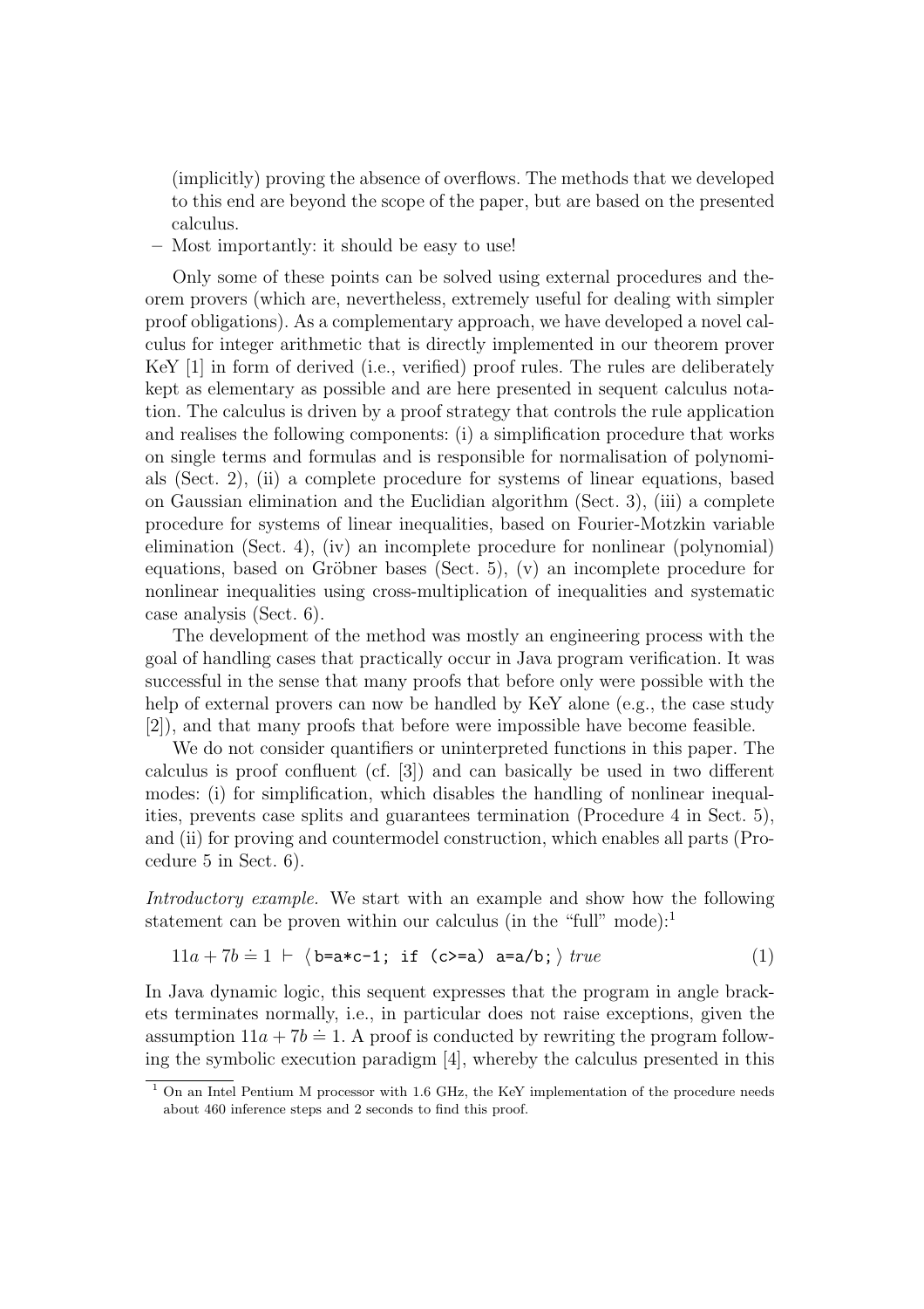(implicitly) proving the absence of overflows. The methods that we developed to this end are beyond the scope of the paper, but are based on the presented calculus.

– Most importantly: it should be easy to use!

Only some of these points can be solved using external procedures and theorem provers (which are, nevertheless, extremely useful for dealing with simpler proof obligations). As a complementary approach, we have developed a novel calculus for integer arithmetic that is directly implemented in our theorem prover KeY [1] in form of derived (i.e., verified) proof rules. The rules are deliberately kept as elementary as possible and are here presented in sequent calculus notation. The calculus is driven by a proof strategy that controls the rule application and realises the following components: (i) a simplification procedure that works on single terms and formulas and is responsible for normalisation of polynomials (Sect. 2), (ii) a complete procedure for systems of linear equations, based on Gaussian elimination and the Euclidian algorithm (Sect. 3), (iii) a complete procedure for systems of linear inequalities, based on Fourier-Motzkin variable elimination (Sect. 4), (iv) an incomplete procedure for nonlinear (polynomial) equations, based on Gröbner bases (Sect. 5), (v) an incomplete procedure for nonlinear inequalities using cross-multiplication of inequalities and systematic case analysis (Sect. 6).

The development of the method was mostly an engineering process with the goal of handling cases that practically occur in Java program verification. It was successful in the sense that many proofs that before only were possible with the help of external provers can now be handled by KeY alone (e.g., the case study [2]), and that many proofs that before were impossible have become feasible.

We do not consider quantifiers or uninterpreted functions in this paper. The calculus is proof confluent (cf. [3]) and can basically be used in two different modes: (i) for simplification, which disables the handling of nonlinear inequalities, prevents case splits and guarantees termination (Procedure 4 in Sect. 5), and (ii) for proving and countermodel construction, which enables all parts (Procedure 5 in Sect. 6).

*Introductory example.* We start with an example and show how the following statement can be proven within our calculus (in the "full" mode):[1]

$$11a + 7b \doteq 1 \;\vdash\; \langle\, \texttt{b=a*c-1; if (c>=a) a=a/b;} \,\rangle\; \mathit{true} \qquad (1)$$

In Java dynamic logic, this sequent expresses that the program in angle brackets terminates normally, i.e., in particular does not raise exceptions, given the assumption $11a + 7b \doteq 1$. A proof is conducted by rewriting the program following the symbolic execution paradigm [4], whereby the calculus presented in this

[1] On an Intel Pentium M processor with 1.6 GHz, the KeY implementation of the procedure needs about 460 inference steps and 2 seconds to find this proof.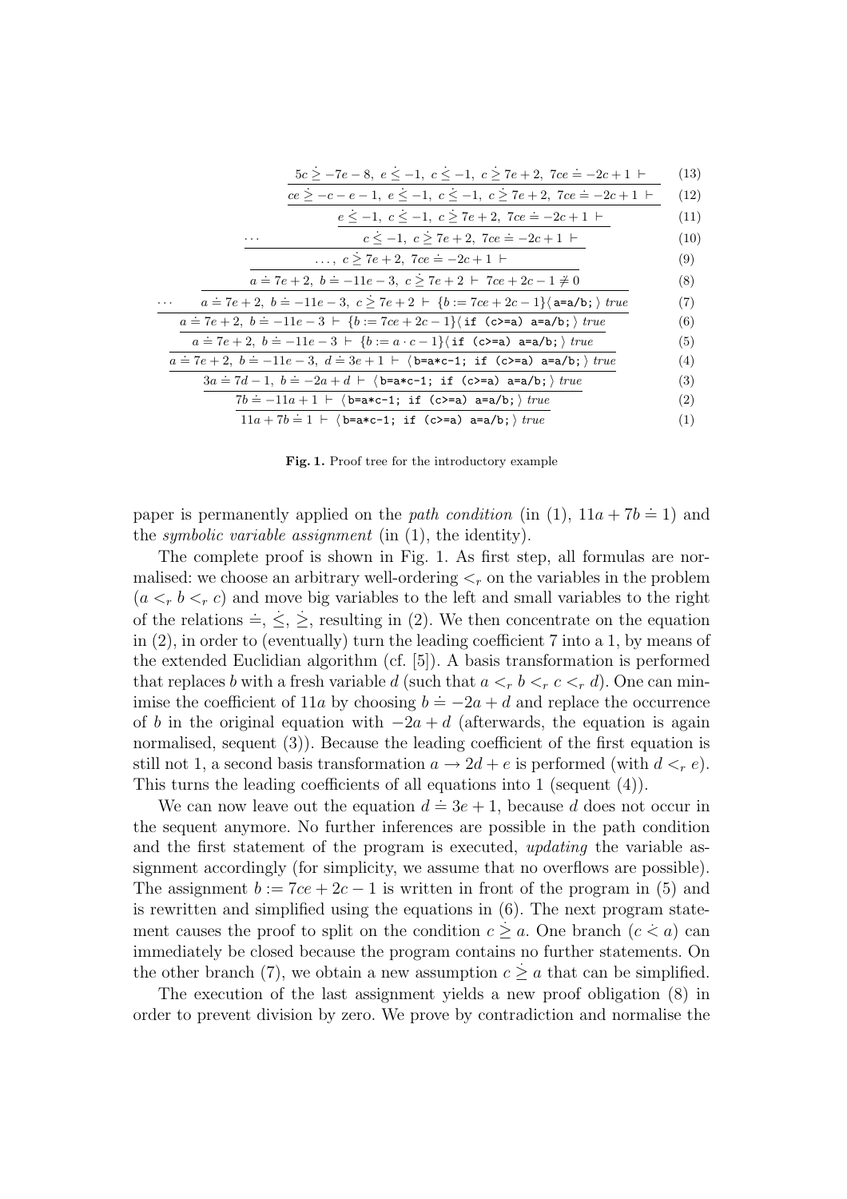$$\frac{5c \mathrel{\dot{\geq}} -7e-8,\ e \mathrel{\dot{\leq}} -1,\ c \mathrel{\dot{\leq}} -1,\ c \mathrel{\dot{\geq}} 7e+2,\ 7ce \doteq -2c+1 \ \vdash}{} \quad (13)$$

$$\frac{ce \mathrel{\dot{\geq}} -c-e-1,\ e \mathrel{\dot{\leq}} -1,\ c \mathrel{\dot{\leq}} -1,\ c \mathrel{\dot{\geq}} 7e+2,\ 7ce \doteq -2c+1 \ \vdash}{} \quad (12)$$

$$\frac{e \mathrel{\dot{\leq}} -1,\ c \mathrel{\dot{\leq}} -1,\ c \mathrel{\dot{\geq}} 7e+2,\ 7ce \doteq -2c+1 \ \vdash}{} \quad (11)$$

$$\frac{\cdots \qquad c \mathrel{\dot{\leq}} -1,\ c \mathrel{\dot{\geq}} 7e+2,\ 7ce \doteq -2c+1 \ \vdash}{} \quad (10)$$

$$\frac{\ldots,\ c \mathrel{\dot{\geq}} 7e+2,\ 7ce \doteq -2c+1 \ \vdash}{} \quad (9)$$

$$\frac{a \doteq 7e+2,\ b \doteq -11e-3,\ c \mathrel{\dot{\geq}} 7e+2 \ \vdash \ 7ce+2c-1 \not\doteq 0}{} \quad (8)$$

$$\frac{\cdots \qquad a \doteq 7e+2,\ b \doteq -11e-3,\ c \mathrel{\dot{\geq}} 7e+2 \ \vdash \ \{b := 7ce+2c-1\}\langle \texttt{a=a/b;} \rangle\ \mathit{true}}{} \quad (7)$$

$$\frac{a \doteq 7e+2,\ b \doteq -11e-3 \ \vdash \ \{b := 7ce+2c-1\}\langle \texttt{if (c>=a) a=a/b;} \rangle\ \mathit{true}}{} \quad (6)$$

$$\frac{a \doteq 7e+2,\ b \doteq -11e-3 \ \vdash \ \{b := a \cdot c - 1\}\langle \texttt{if (c>=a) a=a/b;} \rangle\ \mathit{true}}{} \quad (5)$$

$$\frac{a \doteq 7e+2,\ b \doteq -11e-3,\ d \doteq 3e+1 \ \vdash \ \langle \texttt{b=a*c-1; if (c>=a) a=a/b;} \rangle\ \mathit{true}}{} \quad (4)$$

$$\frac{3a \doteq 7d-1,\ b \doteq -2a+d \ \vdash \ \langle \texttt{b=a*c-1; if (c>=a) a=a/b;} \rangle\ \mathit{true}}{} \quad (3)$$

$$\frac{7b \doteq -11a+1 \ \vdash \ \langle \texttt{b=a*c-1; if (c>=a) a=a/b;} \rangle\ \mathit{true}}{} \quad (2)$$

$$11a+7b \doteq 1 \ \vdash \ \langle \texttt{b=a*c-1; if (c>=a) a=a/b;} \rangle\ \mathit{true} \quad (1)$$

**Fig. 1.** Proof tree for the introductory example

paper is permanently applied on the *path condition* (in (1), $11a + 7b \doteq 1$) and the *symbolic variable assignment* (in (1), the identity).

The complete proof is shown in Fig. 1. As first step, all formulas are normalised: we choose an arbitrary well-ordering $<_r$ on the variables in the problem ($a <_r b <_r c$) and move big variables to the left and small variables to the right of the relations $\doteq, \dot{\leq}, \dot{\geq}$, resulting in (2). We then concentrate on the equation in (2), in order to (eventually) turn the leading coefficient 7 into a 1, by means of the extended Euclidian algorithm (cf. [5]). A basis transformation is performed that replaces $b$ with a fresh variable $d$ (such that $a <_r b <_r c <_r d$). One can minimise the coefficient of $11a$ by choosing $b \doteq -2a + d$ and replace the occurrence of $b$ in the original equation with $-2a + d$ (afterwards, the equation is again normalised, sequent (3)). Because the leading coefficient of the first equation is still not 1, a second basis transformation $a \to 2d + e$ is performed (with $d <_r e$). This turns the leading coefficients of all equations into 1 (sequent (4)).

We can now leave out the equation $d \doteq 3e + 1$, because $d$ does not occur in the sequent anymore. No further inferences are possible in the path condition and the first statement of the program is executed, *updating* the variable assignment accordingly (for simplicity, we assume that no overflows are possible). The assignment $b := 7ce + 2c - 1$ is written in front of the program in (5) and is rewritten and simplified using the equations in (6). The next program statement causes the proof to split on the condition $c \mathrel{\dot{\geq}} a$. One branch ($c \mathrel{\dot{<}} a$) can immediately be closed because the program contains no further statements. On the other branch (7), we obtain a new assumption $c \mathrel{\dot{\geq}} a$ that can be simplified.

The execution of the last assignment yields a new proof obligation (8) in order to prevent division by zero. We prove by contradiction and normalise the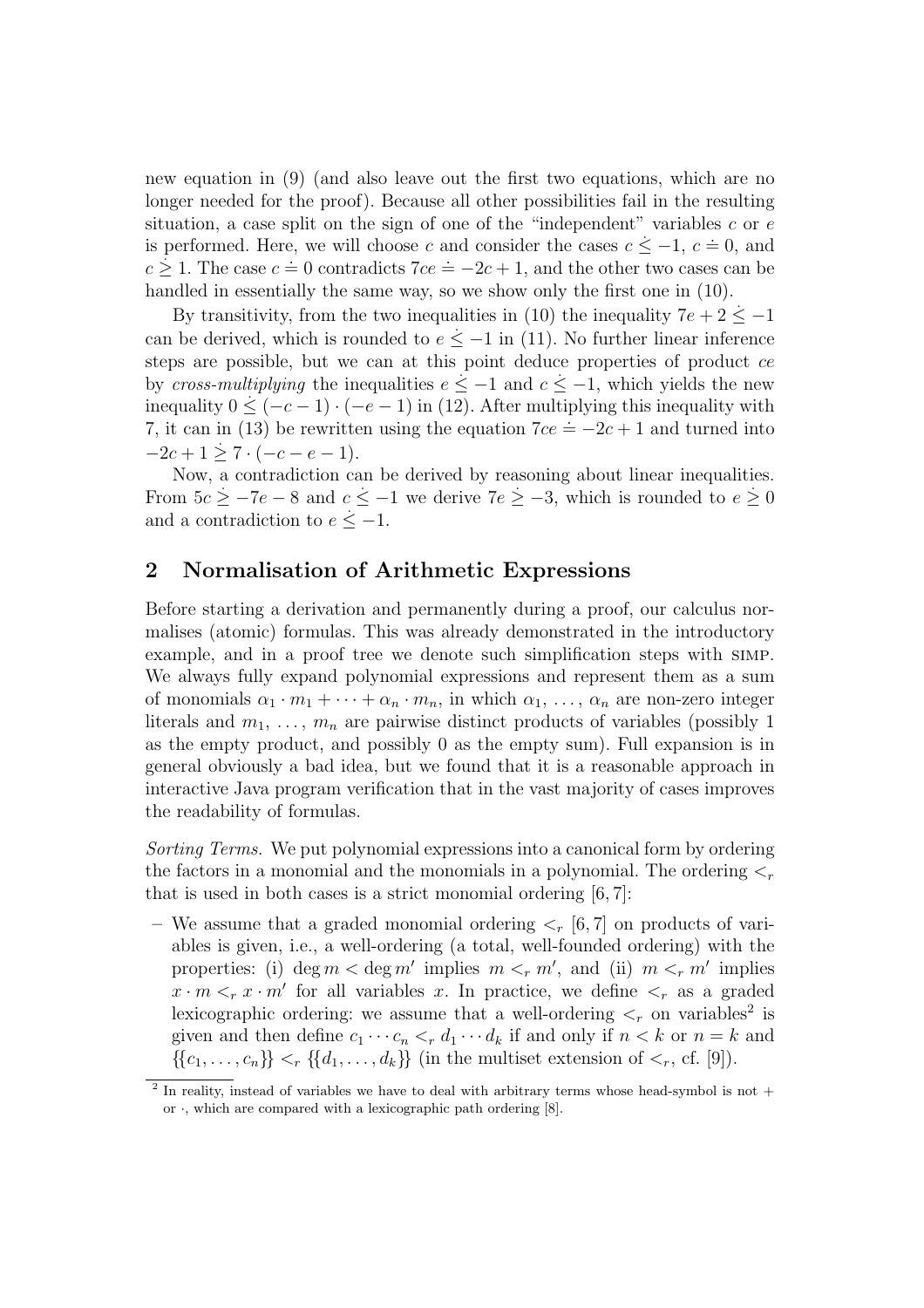new equation in (9) (and also leave out the first two equations, which are no longer needed for the proof). Because all other possibilities fail in the resulting situation, a case split on the sign of one of the "independent" variables $c$ or $e$ is performed. Here, we will choose $c$ and consider the cases $c \mathrel{\dot{\leq}} -1$, $c \doteq 0$, and $c \mathrel{\dot{\geq}} 1$. The case $c \doteq 0$ contradicts $7ce \doteq -2c + 1$, and the other two cases can be handled in essentially the same way, so we show only the first one in (10).

By transitivity, from the two inequalities in (10) the inequality $7e + 2 \mathrel{\dot{\leq}} -1$ can be derived, which is rounded to $e \mathrel{\dot{\leq}} -1$ in (11). No further linear inference steps are possible, but we can at this point deduce properties of product $ce$ by *cross-multiplying* the inequalities $e \mathrel{\dot{\leq}} -1$ and $c \mathrel{\dot{\leq}} -1$, which yields the new inequality $0 \mathrel{\dot{\leq}} (-c - 1) \cdot (-e - 1)$ in (12). After multiplying this inequality with 7, it can in (13) be rewritten using the equation $7ce \doteq -2c + 1$ and turned into $-2c + 1 \mathrel{\dot{\geq}} 7 \cdot (-c - e - 1)$.

Now, a contradiction can be derived by reasoning about linear inequalities. From $5c \mathrel{\dot{\geq}} -7e - 8$ and $c \mathrel{\dot{\leq}} -1$ we derive $7e \mathrel{\dot{\geq}} -3$, which is rounded to $e \mathrel{\dot{\geq}} 0$ and a contradiction to $e \mathrel{\dot{\leq}} -1$.

## 2 Normalisation of Arithmetic Expressions

Before starting a derivation and permanently during a proof, our calculus normalises (atomic) formulas. This was already demonstrated in the introductory example, and in a proof tree we denote such simplification steps with SIMP. We always fully expand polynomial expressions and represent them as a sum of monomials $\alpha_1 \cdot m_1 + \cdots + \alpha_n \cdot m_n$, in which $\alpha_1, \ldots, \alpha_n$ are non-zero integer literals and $m_1, \ldots, m_n$ are pairwise distinct products of variables (possibly 1 as the empty product, and possibly 0 as the empty sum). Full expansion is in general obviously a bad idea, but we found that it is a reasonable approach in interactive Java program verification that in the vast majority of cases improves the readability of formulas.

*Sorting Terms.* We put polynomial expressions into a canonical form by ordering the factors in a monomial and the monomials in a polynomial. The ordering $<_r$ that is used in both cases is a strict monomial ordering [6, 7]:

– We assume that a graded monomial ordering $<_r$ [6, 7] on products of variables is given, i.e., a well-ordering (a total, well-founded ordering) with the properties: (i) $\deg m < \deg m'$ implies $m <_r m'$, and (ii) $m <_r m'$ implies $x \cdot m <_r x \cdot m'$ for all variables $x$. In practice, we define $<_r$ as a graded lexicographic ordering: we assume that a well-ordering $<_r$ on variables[2] is given and then define $c_1 \cdots c_n <_r d_1 \cdots d_k$ if and only if $n < k$ or $n = k$ and $\{\{c_1, \ldots, c_n\}\} <_r \{\{d_1, \ldots, d_k\}\}$ (in the multiset extension of $<_r$, cf. [9]).

[2] In reality, instead of variables we have to deal with arbitrary terms whose head-symbol is not $+$ or $\cdot$, which are compared with a lexicographic path ordering [8].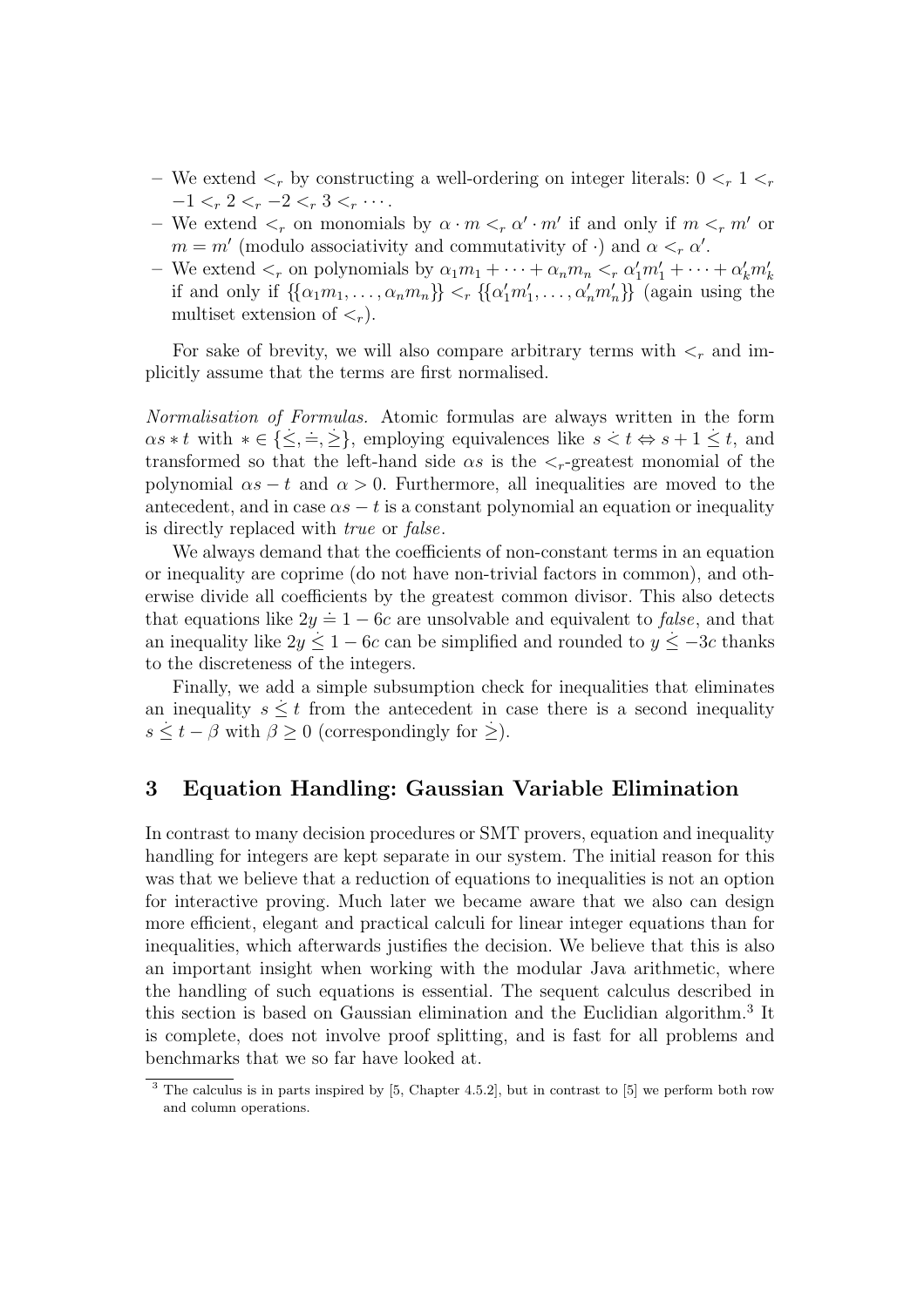- We extend $<_r$ by constructing a well-ordering on integer literals: $0 <_r 1 <_r -1 <_r 2 <_r -2 <_r 3 <_r \cdots$.
- We extend $<_r$ on monomials by $\alpha \cdot m <_r \alpha' \cdot m'$ if and only if $m <_r m'$ or $m = m'$ (modulo associativity and commutativity of $\cdot$) and $\alpha <_r \alpha'$.
- We extend $<_r$ on polynomials by $\alpha_1 m_1 + \cdots + \alpha_n m_n <_r \alpha'_1 m'_1 + \cdots + \alpha'_k m'_k$ if and only if $\{\{\alpha_1 m_1, \ldots, \alpha_n m_n\}\} <_r \{\{\alpha'_1 m'_1, \ldots, \alpha'_n m'_n\}\}$ (again using the multiset extension of $<_r$).

For sake of brevity, we will also compare arbitrary terms with $<_r$ and implicitly assume that the terms are first normalised.

*Normalisation of Formulas.* Atomic formulas are always written in the form $\alpha s * t$ with $* \in \{\dot{\leq}, \doteq, \dot{\geq}\}$, employing equivalences like $s \dot{<} t \Leftrightarrow s + 1 \dot{\leq} t$, and transformed so that the left-hand side $\alpha s$ is the $<_r$-greatest monomial of the polynomial $\alpha s - t$ and $\alpha > 0$. Furthermore, all inequalities are moved to the antecedent, and in case $\alpha s - t$ is a constant polynomial an equation or inequality is directly replaced with *true* or *false*.

We always demand that the coefficients of non-constant terms in an equation or inequality are coprime (do not have non-trivial factors in common), and otherwise divide all coefficients by the greatest common divisor. This also detects that equations like $2y \doteq 1 - 6c$ are unsolvable and equivalent to *false*, and that an inequality like $2y \dot{\leq} 1 - 6c$ can be simplified and rounded to $y \dot{\leq} -3c$ thanks to the discreteness of the integers.

Finally, we add a simple subsumption check for inequalities that eliminates an inequality $s \dot{\leq} t$ from the antecedent in case there is a second inequality $s \dot{\leq} t - \beta$ with $\beta \geq 0$ (correspondingly for $\dot{\geq}$).

## 3 Equation Handling: Gaussian Variable Elimination

In contrast to many decision procedures or SMT provers, equation and inequality handling for integers are kept separate in our system. The initial reason for this was that we believe that a reduction of equations to inequalities is not an option for interactive proving. Much later we became aware that we also can design more efficient, elegant and practical calculi for linear integer equations than for inequalities, which afterwards justifies the decision. We believe that this is also an important insight when working with the modular Java arithmetic, where the handling of such equations is essential. The sequent calculus described in this section is based on Gaussian elimination and the Euclidian algorithm.[3] It is complete, does not involve proof splitting, and is fast for all problems and benchmarks that we so far have looked at.

[3] The calculus is in parts inspired by [5, Chapter 4.5.2], but in contrast to [5] we perform both row and column operations.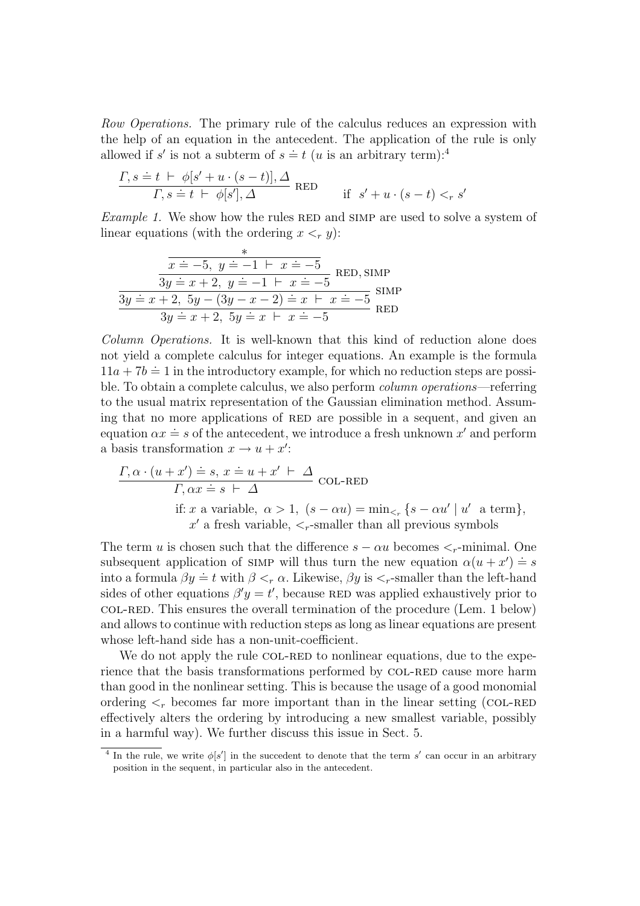*Row Operations.* The primary rule of the calculus reduces an expression with the help of an equation in the antecedent. The application of the rule is only allowed if $s'$ is not a subterm of $s \doteq t$ ($u$ is an arbitrary term):[4]

$$\frac{\Gamma, s \doteq t \;\vdash\; \phi[s' + u \cdot (s - t)], \Delta}{\Gamma, s \doteq t \;\vdash\; \phi[s'], \Delta} \;\textsc{red} \qquad \text{if } \; s' + u \cdot (s - t) <_r s'$$

*Example 1.* We show how the rules RED and SIMP are used to solve a system of linear equations (with the ordering $x <_r y$):

$$\cfrac{\cfrac{\cfrac{\cfrac{*}{x \doteq -5,\; y \doteq -1 \;\vdash\; x \doteq -5}}{3y \doteq x + 2,\; y \doteq -1 \;\vdash\; x \doteq -5} \;\textsc{red, simp}}{3y \doteq x + 2,\; 5y - (3y - x - 2) \doteq x \;\vdash\; x \doteq -5} \;\textsc{simp}}{3y \doteq x + 2,\; 5y \doteq x \;\vdash\; x \doteq -5} \;\textsc{red}$$

*Column Operations.* It is well-known that this kind of reduction alone does not yield a complete calculus for integer equations. An example is the formula $11a + 7b \doteq 1$ in the introductory example, for which no reduction steps are possible. To obtain a complete calculus, we also perform *column operations*—referring to the usual matrix representation of the Gaussian elimination method. Assuming that no more applications of RED are possible in a sequent, and given an equation $\alpha x \doteq s$ of the antecedent, we introduce a fresh unknown $x'$ and perform a basis transformation $x \to u + x'$:

$$\frac{\Gamma, \alpha \cdot (u + x') \doteq s,\; x \doteq u + x' \;\vdash\; \Delta}{\Gamma, \alpha x \doteq s \;\vdash\; \Delta} \;\textsc{col-red}$$

if: $x$ a variable, $\alpha > 1$, $(s - \alpha u) = \min_{<_r} \{s - \alpha u' \mid u' \text{ a term}\}$,
$x'$ a fresh variable, $<_r$-smaller than all previous symbols

The term $u$ is chosen such that the difference $s - \alpha u$ becomes $<_r$-minimal. One subsequent application of SIMP will thus turn the new equation $\alpha(u + x') \doteq s$ into a formula $\beta y \doteq t$ with $\beta <_r \alpha$. Likewise, $\beta y$ is $<_r$-smaller than the left-hand sides of other equations $\beta' y = t'$, because RED was applied exhaustively prior to COL-RED. This ensures the overall termination of the procedure (Lem. 1 below) and allows to continue with reduction steps as long as linear equations are present whose left-hand side has a non-unit-coefficient.

We do not apply the rule COL-RED to nonlinear equations, due to the experience that the basis transformations performed by COL-RED cause more harm than good in the nonlinear setting. This is because the usage of a good monomial ordering $<_r$ becomes far more important than in the linear setting (COL-RED effectively alters the ordering by introducing a new smallest variable, possibly in a harmful way). We further discuss this issue in Sect. 5.

[4] In the rule, we write $\phi[s']$ in the succedent to denote that the term $s'$ can occur in an arbitrary position in the sequent, in particular also in the antecedent.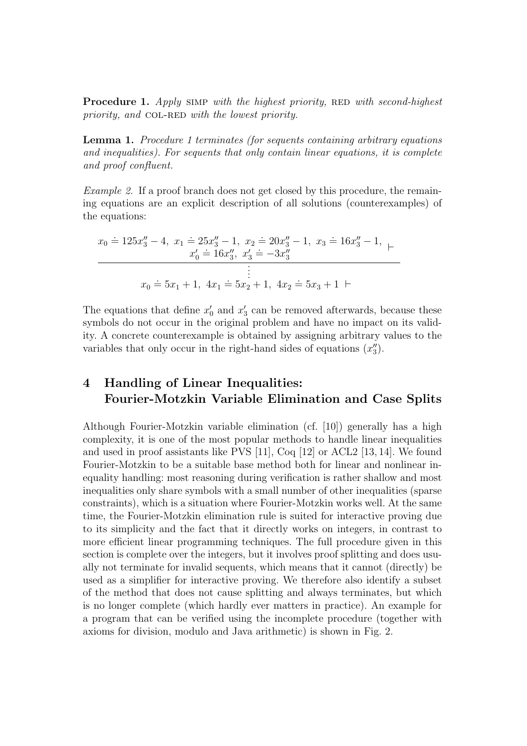**Procedure 1.** *Apply* SIMP *with the highest priority,* RED *with second-highest priority, and* COL-RED *with the lowest priority.*

**Lemma 1.** *Procedure 1 terminates (for sequents containing arbitrary equations and inequalities). For sequents that only contain linear equations, it is complete and proof confluent.*

*Example 2.* If a proof branch does not get closed by this procedure, the remaining equations are an explicit description of all solutions (counterexamples) of the equations:

$$
\dfrac{\begin{array}{c} x_0 \doteq 125x_3'' - 4,\ x_1 \doteq 25x_3'' - 1,\ x_2 \doteq 20x_3'' - 1,\ x_3 \doteq 16x_3'' - 1, \\ x_0' \doteq 16x_3'',\ x_3' \doteq -3x_3'' \end{array} \vdash}{\begin{array}{c} \vdots \\ x_0 \doteq 5x_1 + 1,\ 4x_1 \doteq 5x_2 + 1,\ 4x_2 \doteq 5x_3 + 1\ \vdash \end{array}}
$$

The equations that define $x_0'$ and $x_3'$ can be removed afterwards, because these symbols do not occur in the original problem and have no impact on its validity. A concrete counterexample is obtained by assigning arbitrary values to the variables that only occur in the right-hand sides of equations ($x_3''$).

## 4 Handling of Linear Inequalities: Fourier-Motzkin Variable Elimination and Case Splits

Although Fourier-Motzkin variable elimination (cf. [10]) generally has a high complexity, it is one of the most popular methods to handle linear inequalities and used in proof assistants like PVS [11], Coq [12] or ACL2 [13, 14]. We found Fourier-Motzkin to be a suitable base method both for linear and nonlinear inequality handling: most reasoning during verification is rather shallow and most inequalities only share symbols with a small number of other inequalities (sparse constraints), which is a situation where Fourier-Motzkin works well. At the same time, the Fourier-Motzkin elimination rule is suited for interactive proving due to its simplicity and the fact that it directly works on integers, in contrast to more efficient linear programming techniques. The full procedure given in this section is complete over the integers, but it involves proof splitting and does usually not terminate for invalid sequents, which means that it cannot (directly) be used as a simplifier for interactive proving. We therefore also identify a subset of the method that does not cause splitting and always terminates, but which is no longer complete (which hardly ever matters in practice). An example for a program that can be verified using the incomplete procedure (together with axioms for division, modulo and Java arithmetic) is shown in Fig. 2.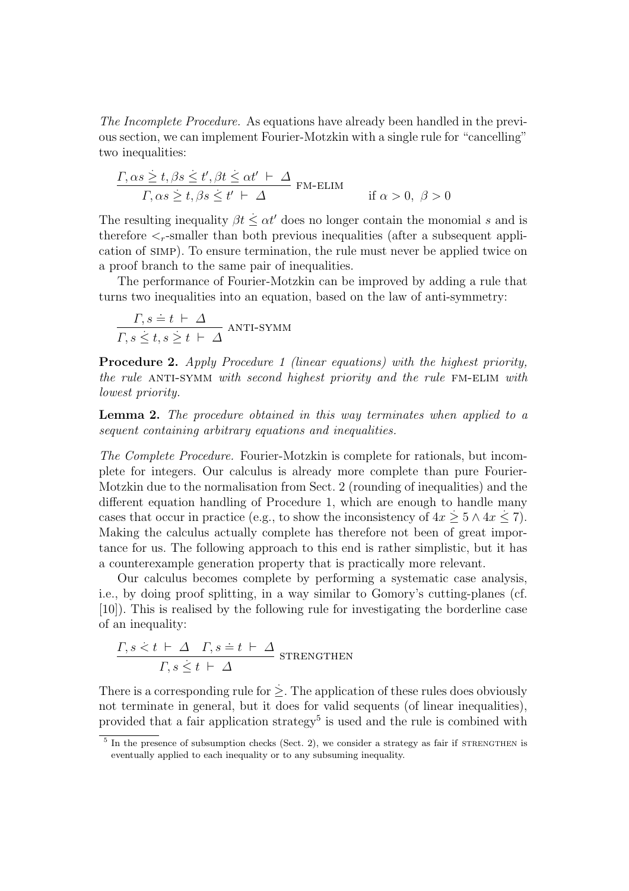*The Incomplete Procedure.* As equations have already been handled in the previous section, we can implement Fourier-Motzkin with a single rule for "cancelling" two inequalities:

$$\frac{\Gamma, \alpha s \dot{\geq} t, \beta s \dot{\leq} t', \beta t \dot{\leq} \alpha t' \;\vdash\; \Delta}{\Gamma, \alpha s \dot{\geq} t, \beta s \dot{\leq} t' \;\vdash\; \Delta} \text{ FM-ELIM} \qquad \text{if } \alpha > 0,\ \beta > 0$$

The resulting inequality $\beta t \dot{\leq} \alpha t'$ does no longer contain the monomial $s$ and is therefore $<_r$-smaller than both previous inequalities (after a subsequent application of SIMP). To ensure termination, the rule must never be applied twice on a proof branch to the same pair of inequalities.

The performance of Fourier-Motzkin can be improved by adding a rule that turns two inequalities into an equation, based on the law of anti-symmetry:

$$\frac{\Gamma, s \doteq t \;\vdash\; \Delta}{\Gamma, s \dot{\leq} t, s \dot{\geq} t \;\vdash\; \Delta} \text{ ANTI-SYMM}$$

**Procedure 2.** *Apply Procedure 1 (linear equations) with the highest priority, the rule* ANTI-SYMM *with second highest priority and the rule* FM-ELIM *with lowest priority.*

**Lemma 2.** *The procedure obtained in this way terminates when applied to a sequent containing arbitrary equations and inequalities.*

*The Complete Procedure.* Fourier-Motzkin is complete for rationals, but incomplete for integers. Our calculus is already more complete than pure Fourier-Motzkin due to the normalisation from Sect. 2 (rounding of inequalities) and the different equation handling of Procedure 1, which are enough to handle many cases that occur in practice (e.g., to show the inconsistency of $4x \dot{\geq} 5 \wedge 4x \dot{\leq} 7$). Making the calculus actually complete has therefore not been of great importance for us. The following approach to this end is rather simplistic, but it has a counterexample generation property that is practically more relevant.

Our calculus becomes complete by performing a systematic case analysis, i.e., by doing proof splitting, in a way similar to Gomory's cutting-planes (cf. [10]). This is realised by the following rule for investigating the borderline case of an inequality:

$$\frac{\Gamma, s \dot{<} t \;\vdash\; \Delta \quad \Gamma, s \doteq t \;\vdash\; \Delta}{\Gamma, s \dot{\leq} t \;\vdash\; \Delta} \text{ STRENGTHEN}$$

There is a corresponding rule for $\dot{\geq}$. The application of these rules does obviously not terminate in general, but it does for valid sequents (of linear inequalities), provided that a fair application strategy[5] is used and the rule is combined with

[5] In the presence of subsumption checks (Sect. 2), we consider a strategy as fair if STRENGTHEN is eventually applied to each inequality or to any subsuming inequality.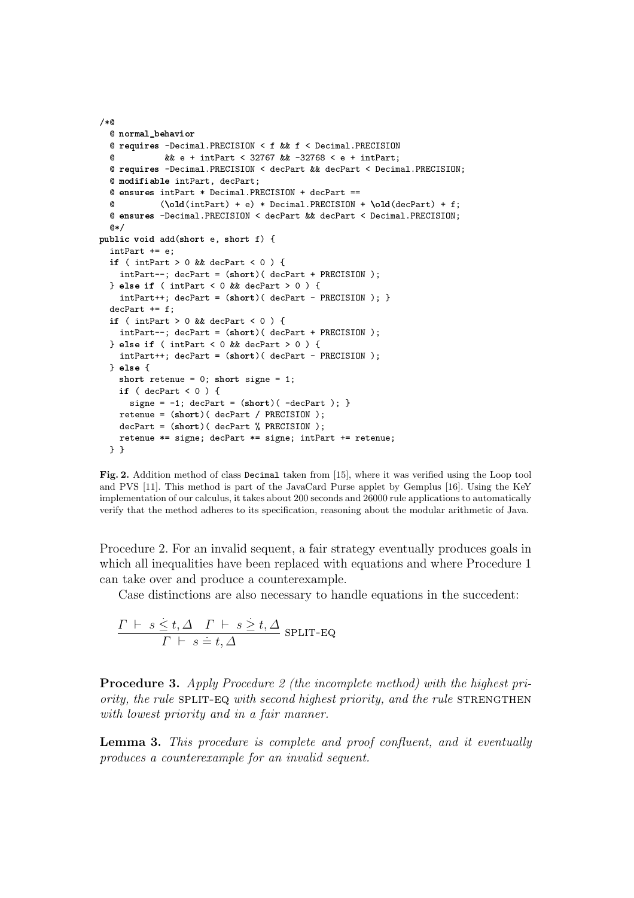```
/*@
  @ normal_behavior
  @ requires -Decimal.PRECISION < f && f < Decimal.PRECISION
  @          && e + intPart < 32767 && -32768 < e + intPart;
  @ requires -Decimal.PRECISION < decPart && decPart < Decimal.PRECISION;
  @ modifiable intPart, decPart;
  @ ensures intPart * Decimal.PRECISION + decPart ==
  @         (\old(intPart) + e) * Decimal.PRECISION + \old(decPart) + f;
  @ ensures -Decimal.PRECISION < decPart && decPart < Decimal.PRECISION;
  @*/
public void add(short e, short f) {
  intPart += e;
  if ( intPart > 0 && decPart < 0 ) {
    intPart--; decPart = (short)( decPart + PRECISION );
  } else if ( intPart < 0 && decPart > 0 ) {
    intPart++; decPart = (short)( decPart - PRECISION ); }
  decPart += f;
  if ( intPart > 0 && decPart < 0 ) {
    intPart--; decPart = (short)( decPart + PRECISION );
  } else if ( intPart < 0 && decPart > 0 ) {
    intPart++; decPart = (short)( decPart - PRECISION );
  } else {
    short retenue = 0; short signe = 1;
    if ( decPart < 0 ) {
      signe = -1; decPart = (short)( -decPart ); }
    retenue = (short)( decPart / PRECISION );
    decPart = (short)( decPart % PRECISION );
    retenue *= signe; decPart *= signe; intPart += retenue;
  } }
```

**Fig. 2.** Addition method of class `Decimal` taken from [15], where it was verified using the Loop tool and PVS [11]. This method is part of the JavaCard Purse applet by Gemplus [16]. Using the KeY implementation of our calculus, it takes about 200 seconds and 26000 rule applications to automatically verify that the method adheres to its specification, reasoning about the modular arithmetic of Java.

Procedure 2. For an invalid sequent, a fair strategy eventually produces goals in which all inequalities have been replaced with equations and where Procedure 1 can take over and produce a counterexample.

Case distinctions are also necessary to handle equations in the succedent:

$$\frac{\Gamma \vdash s \dot{\leq} t, \Delta \quad \Gamma \vdash s \dot{\geq} t, \Delta}{\Gamma \vdash s \doteq t, \Delta} \text{ SPLIT-EQ}$$

**Procedure 3.** *Apply Procedure 2 (the incomplete method) with the highest priority, the rule* SPLIT-EQ *with second highest priority, and the rule* STRENGTHEN *with lowest priority and in a fair manner.*

**Lemma 3.** *This procedure is complete and proof confluent, and it eventually produces a counterexample for an invalid sequent.*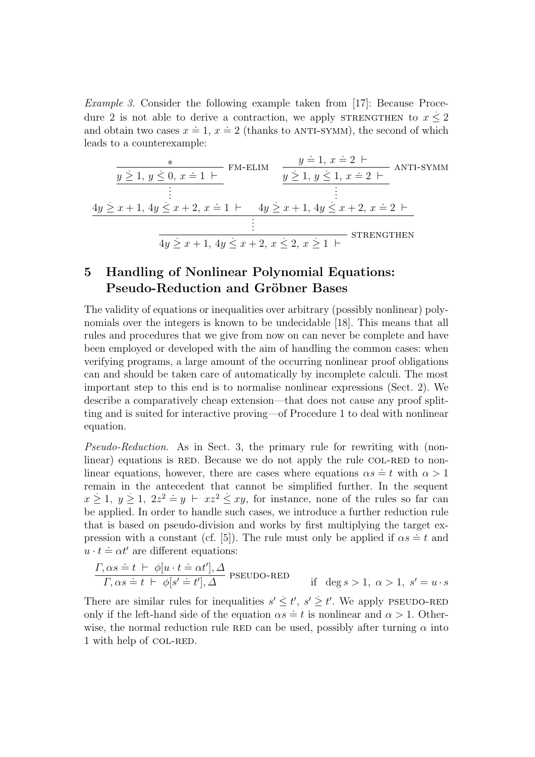*Example 3.* Consider the following example taken from [17]: Because Procedure 2 is not able to derive a contraction, we apply STRENGTHEN to $x \dot{\leq} 2$ and obtain two cases $x \doteq 1$, $x \doteq 2$ (thanks to ANTI-SYMM), the second of which leads to a counterexample:

$$\dfrac{\dfrac{\dfrac{\dfrac{*}{y \dot{\geq} 1,\ y \dot{\leq} 0,\ x \doteq 1\ \vdash}\ \text{FM-ELIM}}{\vdots}}{4y \dot{\geq} x+1,\ 4y \dot{\leq} x+2,\ x \doteq 1\ \vdash} \quad \dfrac{\dfrac{\dfrac{y \doteq 1,\ x \doteq 2\ \vdash}{y \dot{\geq} 1,\ y \dot{\leq} 1,\ x \doteq 2\ \vdash}\ \text{ANTI-SYMM}}{\vdots}}{4y \dot{\geq} x+1,\ 4y \dot{\leq} x+2,\ x \doteq 2\ \vdash}}{\dfrac{\vdots}{4y \dot{\geq} x+1,\ 4y \dot{\leq} x+2,\ x \dot{\leq} 2,\ x \dot{\geq} 1\ \vdash}\ \text{STRENGTHEN}}$$

## 5 Handling of Nonlinear Polynomial Equations: Pseudo-Reduction and Gröbner Bases

The validity of equations or inequalities over arbitrary (possibly nonlinear) polynomials over the integers is known to be undecidable [18]. This means that all rules and procedures that we give from now on can never be complete and have been employed or developed with the aim of handling the common cases: when verifying programs, a large amount of the occurring nonlinear proof obligations can and should be taken care of automatically by incomplete calculi. The most important step to this end is to normalise nonlinear expressions (Sect. 2). We describe a comparatively cheap extension—that does not cause any proof splitting and is suited for interactive proving—of Procedure 1 to deal with nonlinear equation.

*Pseudo-Reduction.* As in Sect. 3, the primary rule for rewriting with (nonlinear) equations is RED. Because we do not apply the rule COL-RED to nonlinear equations, however, there are cases where equations $\alpha s \doteq t$ with $\alpha > 1$ remain in the antecedent that cannot be simplified further. In the sequent $x \dot{\geq} 1,\ y \dot{\geq} 1,\ 2z^2 \doteq y\ \vdash\ xz^2 \dot{\leq} xy$, for instance, none of the rules so far can be applied. In order to handle such cases, we introduce a further reduction rule that is based on pseudo-division and works by first multiplying the target expression with a constant (cf. [5]). The rule must only be applied if $\alpha s \doteq t$ and $u \cdot t \doteq \alpha t'$ are different equations:

$$\frac{\Gamma, \alpha s \doteq t\ \vdash\ \phi[u \cdot t \doteq \alpha t'], \Delta}{\Gamma, \alpha s \doteq t\ \vdash\ \phi[s' \doteq t'], \Delta}\ \text{PSEUDO-RED} \qquad \text{if } \deg s > 1,\ \alpha > 1,\ s' = u \cdot s$$

There are similar rules for inequalities $s' \dot{\leq} t'$, $s' \dot{\geq} t'$. We apply PSEUDO-RED only if the left-hand side of the equation $\alpha s \doteq t$ is nonlinear and $\alpha > 1$. Otherwise, the normal reduction rule RED can be used, possibly after turning $\alpha$ into 1 with help of COL-RED.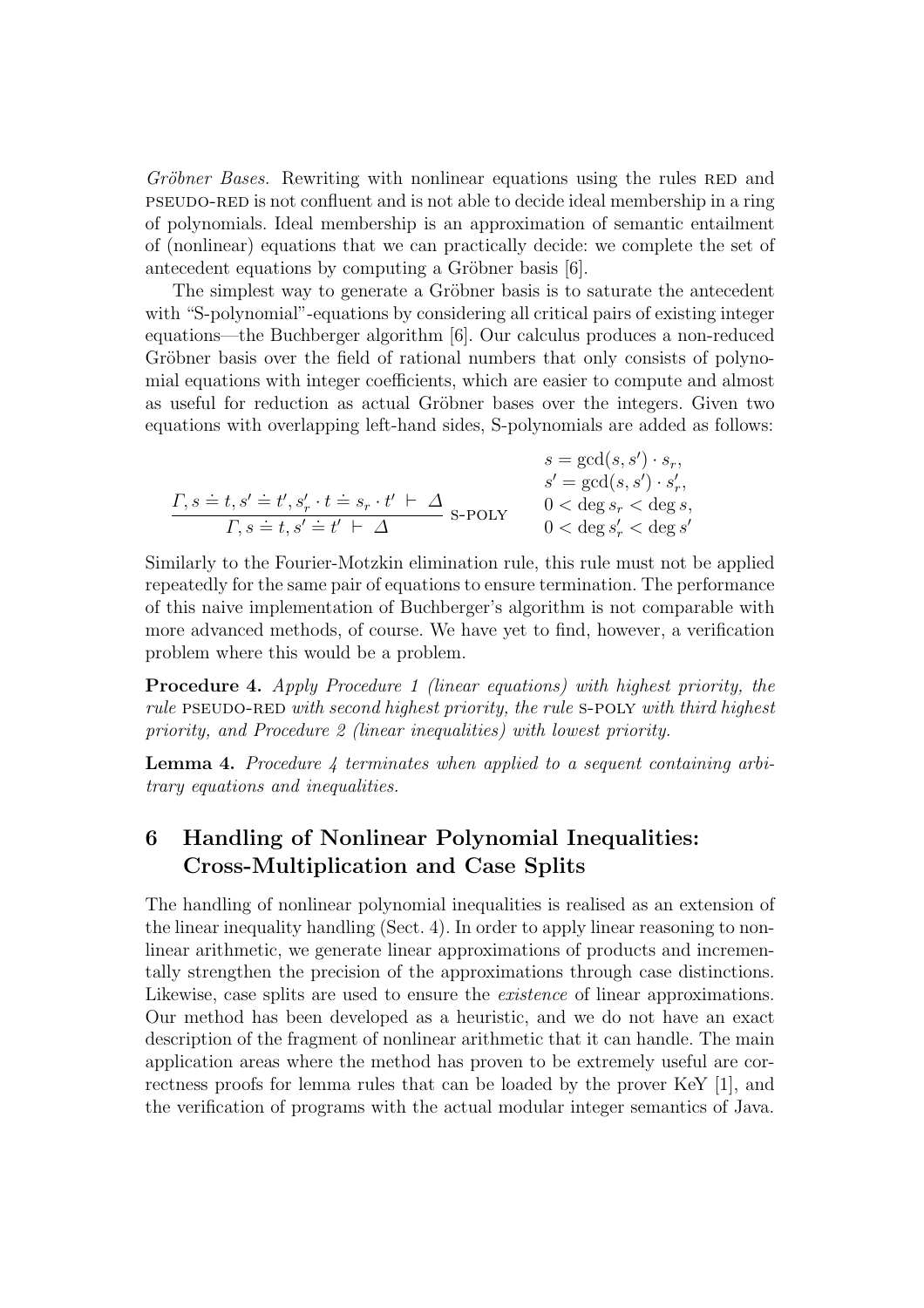*Gröbner Bases.* Rewriting with nonlinear equations using the rules RED and PSEUDO-RED is not confluent and is not able to decide ideal membership in a ring of polynomials. Ideal membership is an approximation of semantic entailment of (nonlinear) equations that we can practically decide: we complete the set of antecedent equations by computing a Gröbner basis [6].

The simplest way to generate a Gröbner basis is to saturate the antecedent with "S-polynomial"-equations by considering all critical pairs of existing integer equations—the Buchberger algorithm [6]. Our calculus produces a non-reduced Gröbner basis over the field of rational numbers that only consists of polynomial equations with integer coefficients, which are easier to compute and almost as useful for reduction as actual Gröbner bases over the integers. Given two equations with overlapping left-hand sides, S-polynomials are added as follows:

$$\frac{\Gamma, s \doteq t, s' \doteq t', s'_r \cdot t \doteq s_r \cdot t' \;\vdash\; \Delta}{\Gamma, s \doteq t, s' \doteq t' \;\vdash\; \Delta}\;\textsc{s-poly} \qquad \begin{array}{l} s = \gcd(s, s') \cdot s_r, \\ s' = \gcd(s, s') \cdot s'_r, \\ 0 < \deg s_r < \deg s, \\ 0 < \deg s'_r < \deg s' \end{array}$$

Similarly to the Fourier-Motzkin elimination rule, this rule must not be applied repeatedly for the same pair of equations to ensure termination. The performance of this naive implementation of Buchberger's algorithm is not comparable with more advanced methods, of course. We have yet to find, however, a verification problem where this would be a problem.

**Procedure 4.** *Apply Procedure 1 (linear equations) with highest priority, the rule* PSEUDO-RED *with second highest priority, the rule* S-POLY *with third highest priority, and Procedure 2 (linear inequalities) with lowest priority.*

**Lemma 4.** *Procedure 4 terminates when applied to a sequent containing arbitrary equations and inequalities.*

## 6 Handling of Nonlinear Polynomial Inequalities: Cross-Multiplication and Case Splits

The handling of nonlinear polynomial inequalities is realised as an extension of the linear inequality handling (Sect. 4). In order to apply linear reasoning to nonlinear arithmetic, we generate linear approximations of products and incrementally strengthen the precision of the approximations through case distinctions. Likewise, case splits are used to ensure the *existence* of linear approximations. Our method has been developed as a heuristic, and we do not have an exact description of the fragment of nonlinear arithmetic that it can handle. The main application areas where the method has proven to be extremely useful are correctness proofs for lemma rules that can be loaded by the prover KeY [1], and the verification of programs with the actual modular integer semantics of Java.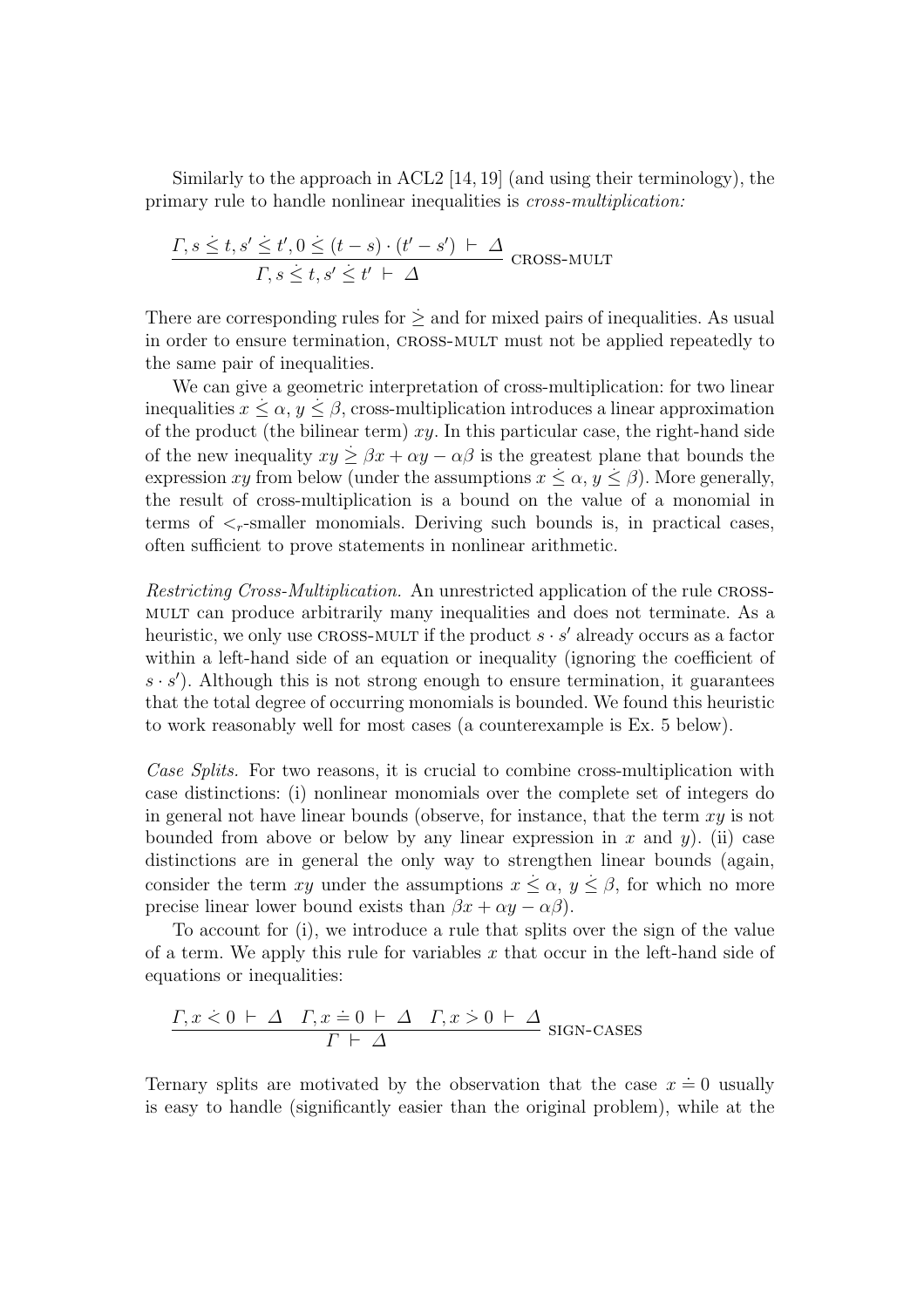Similarly to the approach in ACL2 [14, 19] (and using their terminology), the primary rule to handle nonlinear inequalities is *cross-multiplication:*

$$\frac{\Gamma, s \dot{\leq} t, s' \dot{\leq} t', 0 \dot{\leq} (t - s) \cdot (t' - s') \vdash \Delta}{\Gamma, s \dot{\leq} t, s' \dot{\leq} t' \vdash \Delta} \text{ CROSS-MULT}$$

There are corresponding rules for $\dot{\geq}$ and for mixed pairs of inequalities. As usual in order to ensure termination, CROSS-MULT must not be applied repeatedly to the same pair of inequalities.

We can give a geometric interpretation of cross-multiplication: for two linear inequalities $x \dot{\leq} \alpha$, $y \dot{\leq} \beta$, cross-multiplication introduces a linear approximation of the product (the bilinear term) $xy$. In this particular case, the right-hand side of the new inequality $xy \dot{\geq} \beta x + \alpha y - \alpha\beta$ is the greatest plane that bounds the expression $xy$ from below (under the assumptions $x \dot{\leq} \alpha$, $y \dot{\leq} \beta$). More generally, the result of cross-multiplication is a bound on the value of a monomial in terms of $<_r$-smaller monomials. Deriving such bounds is, in practical cases, often sufficient to prove statements in nonlinear arithmetic.

*Restricting Cross-Multiplication.* An unrestricted application of the rule CROSS-MULT can produce arbitrarily many inequalities and does not terminate. As a heuristic, we only use CROSS-MULT if the product $s \cdot s'$ already occurs as a factor within a left-hand side of an equation or inequality (ignoring the coefficient of $s \cdot s'$). Although this is not strong enough to ensure termination, it guarantees that the total degree of occurring monomials is bounded. We found this heuristic to work reasonably well for most cases (a counterexample is Ex. 5 below).

*Case Splits.* For two reasons, it is crucial to combine cross-multiplication with case distinctions: (i) nonlinear monomials over the complete set of integers do in general not have linear bounds (observe, for instance, that the term $xy$ is not bounded from above or below by any linear expression in $x$ and $y$). (ii) case distinctions are in general the only way to strengthen linear bounds (again, consider the term $xy$ under the assumptions $x \dot{\leq} \alpha$, $y \dot{\leq} \beta$, for which no more precise linear lower bound exists than $\beta x + \alpha y - \alpha\beta$).

To account for (i), we introduce a rule that splits over the sign of the value of a term. We apply this rule for variables $x$ that occur in the left-hand side of equations or inequalities:

$$\frac{\Gamma, x \dot{<} 0 \vdash \Delta \quad \Gamma, x \doteq 0 \vdash \Delta \quad \Gamma, x \dot{>} 0 \vdash \Delta}{\Gamma \vdash \Delta} \text{ SIGN-CASES}$$

Ternary splits are motivated by the observation that the case $x \doteq 0$ usually is easy to handle (significantly easier than the original problem), while at the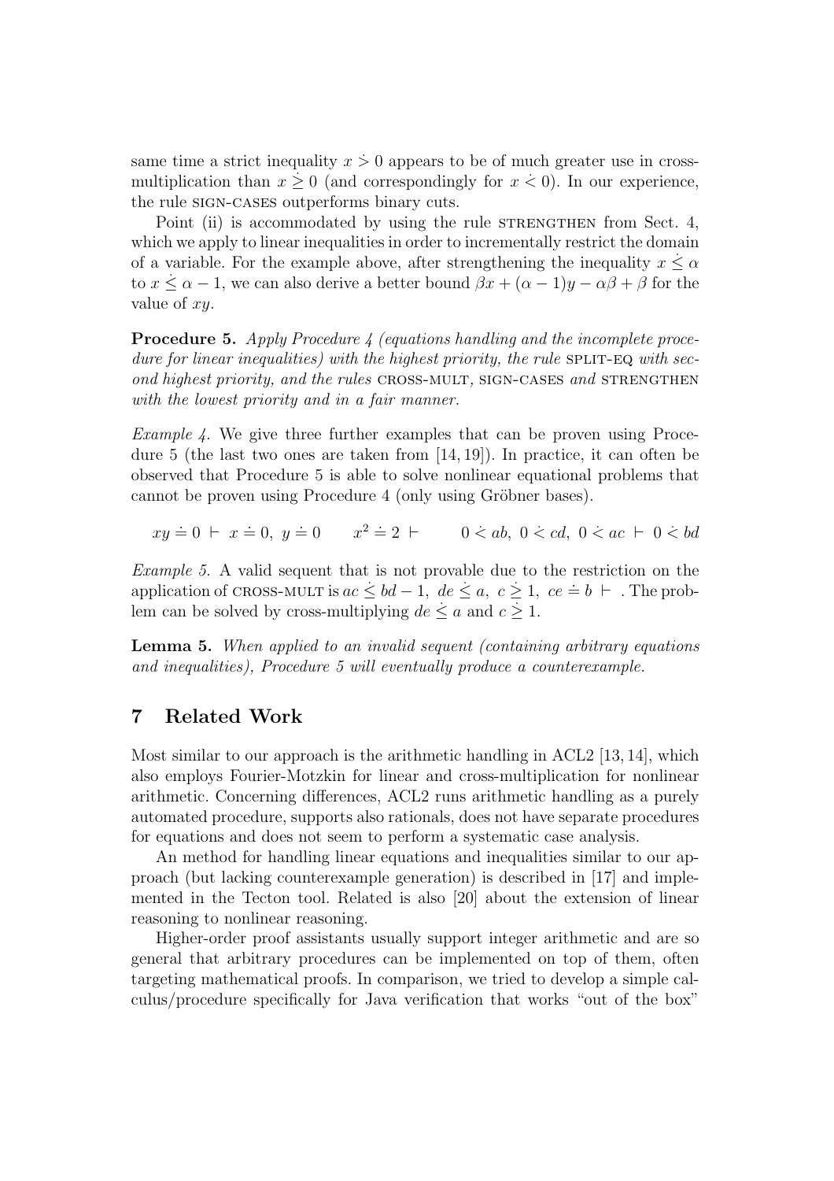same time a strict inequality $x \dot{>} 0$ appears to be of much greater use in cross-multiplication than $x \dot{\geq} 0$ (and correspondingly for $x \dot{<} 0$). In our experience, the rule SIGN-CASES outperforms binary cuts.

Point (ii) is accommodated by using the rule STRENGTHEN from Sect. 4, which we apply to linear inequalities in order to incrementally restrict the domain of a variable. For the example above, after strengthening the inequality $x \dot{\leq} \alpha$ to $x \dot{\leq} \alpha - 1$, we can also derive a better bound $\beta x + (\alpha - 1)y - \alpha\beta + \beta$ for the value of $xy$.

**Procedure 5.** *Apply Procedure 4 (equations handling and the incomplete procedure for linear inequalities) with the highest priority, the rule* SPLIT-EQ *with second highest priority, and the rules* CROSS-MULT, SIGN-CASES *and* STRENGTHEN *with the lowest priority and in a fair manner.*

*Example 4.* We give three further examples that can be proven using Procedure 5 (the last two ones are taken from [14, 19]). In practice, it can often be observed that Procedure 5 is able to solve nonlinear equational problems that cannot be proven using Procedure 4 (only using Gröbner bases).

$$xy \doteq 0 \vdash x \doteq 0,\ y \doteq 0 \qquad x^2 \doteq 2 \vdash \qquad 0 \dot{<} ab,\ 0 \dot{<} cd,\ 0 \dot{<} ac \vdash 0 \dot{<} bd$$

*Example 5.* A valid sequent that is not provable due to the restriction on the application of CROSS-MULT is $ac \dot{\leq} bd - 1,\ de \dot{\leq} a,\ c \dot{\geq} 1,\ ce \doteq b \vdash$ . The problem can be solved by cross-multiplying $de \dot{\leq} a$ and $c \dot{\geq} 1$.

**Lemma 5.** *When applied to an invalid sequent (containing arbitrary equations and inequalities), Procedure 5 will eventually produce a counterexample.*

## 7 Related Work

Most similar to our approach is the arithmetic handling in ACL2 [13, 14], which also employs Fourier-Motzkin for linear and cross-multiplication for nonlinear arithmetic. Concerning differences, ACL2 runs arithmetic handling as a purely automated procedure, supports also rationals, does not have separate procedures for equations and does not seem to perform a systematic case analysis.

An method for handling linear equations and inequalities similar to our approach (but lacking counterexample generation) is described in [17] and implemented in the Tecton tool. Related is also [20] about the extension of linear reasoning to nonlinear reasoning.

Higher-order proof assistants usually support integer arithmetic and are so general that arbitrary procedures can be implemented on top of them, often targeting mathematical proofs. In comparison, we tried to develop a simple calculus/procedure specifically for Java verification that works "out of the box"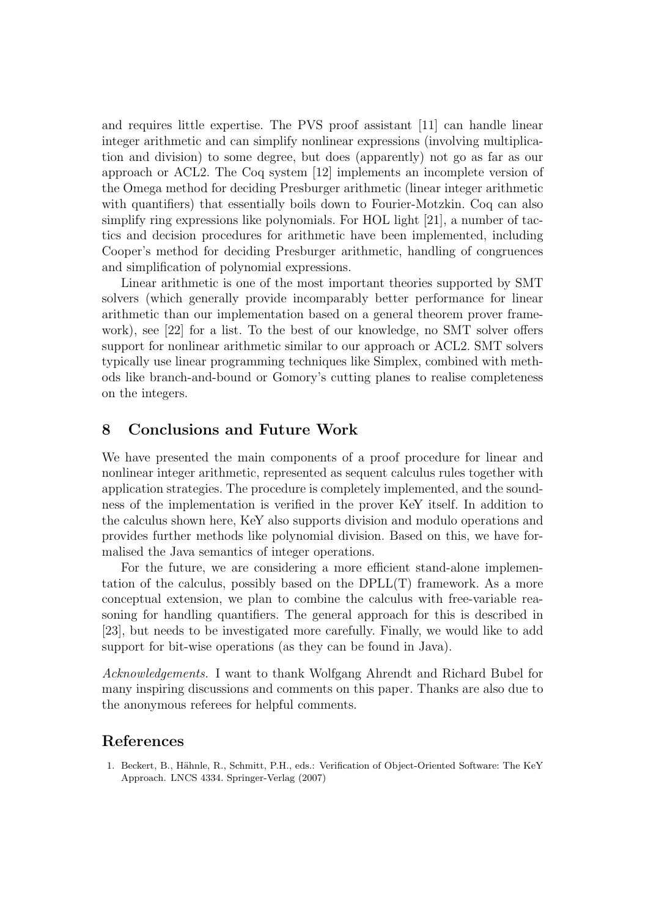and requires little expertise. The PVS proof assistant [11] can handle linear integer arithmetic and can simplify nonlinear expressions (involving multiplication and division) to some degree, but does (apparently) not go as far as our approach or ACL2. The Coq system [12] implements an incomplete version of the Omega method for deciding Presburger arithmetic (linear integer arithmetic with quantifiers) that essentially boils down to Fourier-Motzkin. Coq can also simplify ring expressions like polynomials. For HOL light [21], a number of tactics and decision procedures for arithmetic have been implemented, including Cooper's method for deciding Presburger arithmetic, handling of congruences and simplification of polynomial expressions.

Linear arithmetic is one of the most important theories supported by SMT solvers (which generally provide incomparably better performance for linear arithmetic than our implementation based on a general theorem prover framework), see [22] for a list. To the best of our knowledge, no SMT solver offers support for nonlinear arithmetic similar to our approach or ACL2. SMT solvers typically use linear programming techniques like Simplex, combined with methods like branch-and-bound or Gomory's cutting planes to realise completeness on the integers.

## 8 Conclusions and Future Work

We have presented the main components of a proof procedure for linear and nonlinear integer arithmetic, represented as sequent calculus rules together with application strategies. The procedure is completely implemented, and the soundness of the implementation is verified in the prover KeY itself. In addition to the calculus shown here, KeY also supports division and modulo operations and provides further methods like polynomial division. Based on this, we have formalised the Java semantics of integer operations.

For the future, we are considering a more efficient stand-alone implementation of the calculus, possibly based on the DPLL(T) framework. As a more conceptual extension, we plan to combine the calculus with free-variable reasoning for handling quantifiers. The general approach for this is described in [23], but needs to be investigated more carefully. Finally, we would like to add support for bit-wise operations (as they can be found in Java).

*Acknowledgements.* I want to thank Wolfgang Ahrendt and Richard Bubel for many inspiring discussions and comments on this paper. Thanks are also due to the anonymous referees for helpful comments.

## References

1. Beckert, B., Hähnle, R., Schmitt, P.H., eds.: Verification of Object-Oriented Software: The KeY Approach. LNCS 4334. Springer-Verlag (2007)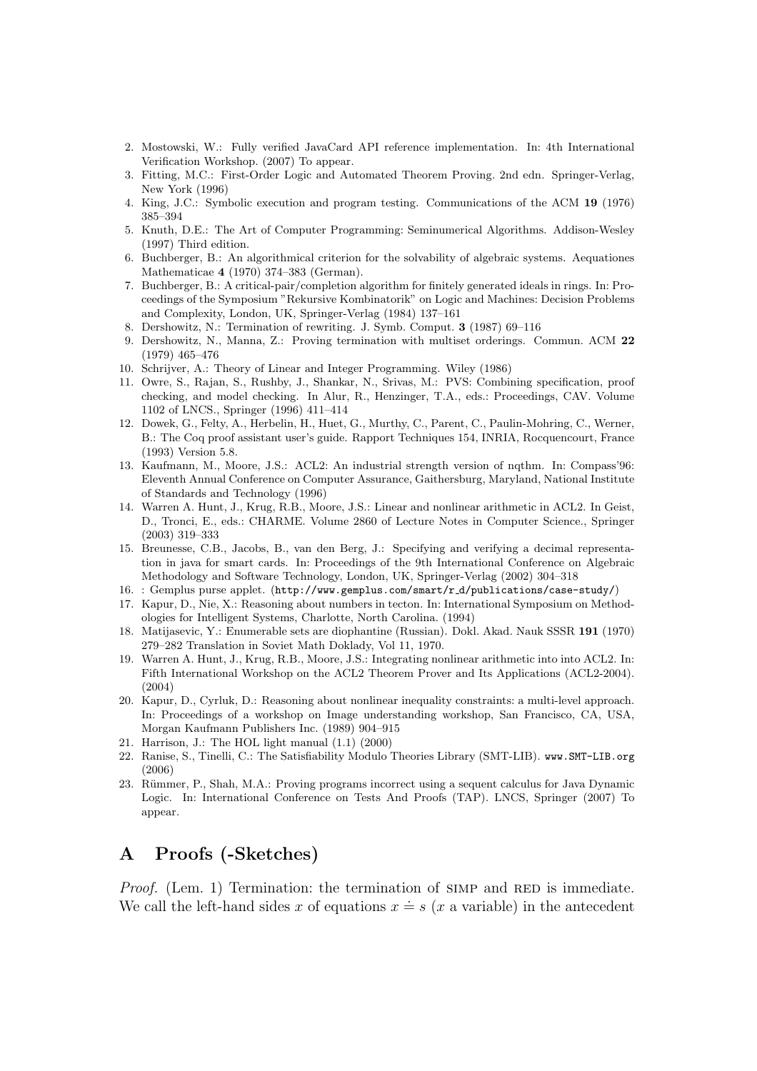2. Mostowski, W.: Fully verified JavaCard API reference implementation. In: 4th International Verification Workshop. (2007) To appear.
3. Fitting, M.C.: First-Order Logic and Automated Theorem Proving. 2nd edn. Springer-Verlag, New York (1996)
4. King, J.C.: Symbolic execution and program testing. Communications of the ACM **19** (1976) 385–394
5. Knuth, D.E.: The Art of Computer Programming: Seminumerical Algorithms. Addison-Wesley (1997) Third edition.
6. Buchberger, B.: An algorithmical criterion for the solvability of algebraic systems. Aequationes Mathematicae **4** (1970) 374–383 (German).
7. Buchberger, B.: A critical-pair/completion algorithm for finitely generated ideals in rings. In: Proceedings of the Symposium "Rekursive Kombinatorik" on Logic and Machines: Decision Problems and Complexity, London, UK, Springer-Verlag (1984) 137–161
8. Dershowitz, N.: Termination of rewriting. J. Symb. Comput. **3** (1987) 69–116
9. Dershowitz, N., Manna, Z.: Proving termination with multiset orderings. Commun. ACM **22** (1979) 465–476
10. Schrijver, A.: Theory of Linear and Integer Programming. Wiley (1986)
11. Owre, S., Rajan, S., Rushby, J., Shankar, N., Srivas, M.: PVS: Combining specification, proof checking, and model checking. In Alur, R., Henzinger, T.A., eds.: Proceedings, CAV. Volume 1102 of LNCS., Springer (1996) 411–414
12. Dowek, G., Felty, A., Herbelin, H., Huet, G., Murthy, C., Parent, C., Paulin-Mohring, C., Werner, B.: The Coq proof assistant user's guide. Rapport Techniques 154, INRIA, Rocquencourt, France (1993) Version 5.8.
13. Kaufmann, M., Moore, J.S.: ACL2: An industrial strength version of nqthm. In: Compass'96: Eleventh Annual Conference on Computer Assurance, Gaithersburg, Maryland, National Institute of Standards and Technology (1996)
14. Warren A. Hunt, J., Krug, R.B., Moore, J.S.: Linear and nonlinear arithmetic in ACL2. In Geist, D., Tronci, E., eds.: CHARME. Volume 2860 of Lecture Notes in Computer Science., Springer (2003) 319–333
15. Breunesse, C.B., Jacobs, B., van den Berg, J.: Specifying and verifying a decimal representation in java for smart cards. In: Proceedings of the 9th International Conference on Algebraic Methodology and Software Technology, London, UK, Springer-Verlag (2002) 304–318
16. : Gemplus purse applet. (`http://www.gemplus.com/smart/r_d/publications/case-study/`)
17. Kapur, D., Nie, X.: Reasoning about numbers in tecton. In: International Symposium on Methodologies for Intelligent Systems, Charlotte, North Carolina. (1994)
18. Matijasevic, Y.: Enumerable sets are diophantine (Russian). Dokl. Akad. Nauk SSSR **191** (1970) 279–282 Translation in Soviet Math Doklady, Vol 11, 1970.
19. Warren A. Hunt, J., Krug, R.B., Moore, J.S.: Integrating nonlinear arithmetic into into ACL2. In: Fifth International Workshop on the ACL2 Theorem Prover and Its Applications (ACL2-2004). (2004)
20. Kapur, D., Cyrluk, D.: Reasoning about nonlinear inequality constraints: a multi-level approach. In: Proceedings of a workshop on Image understanding workshop, San Francisco, CA, USA, Morgan Kaufmann Publishers Inc. (1989) 904–915
21. Harrison, J.: The HOL light manual (1.1) (2000)
22. Ranise, S., Tinelli, C.: The Satisfiability Modulo Theories Library (SMT-LIB). `www.SMT-LIB.org` (2006)
23. Rümmer, P., Shah, M.A.: Proving programs incorrect using a sequent calculus for Java Dynamic Logic. In: International Conference on Tests And Proofs (TAP). LNCS, Springer (2007) To appear.

# A Proofs (-Sketches)

*Proof.* (Lem. 1) Termination: the termination of SIMP and RED is immediate. We call the left-hand sides $x$ of equations $x \doteq s$ ($x$ a variable) in the antecedent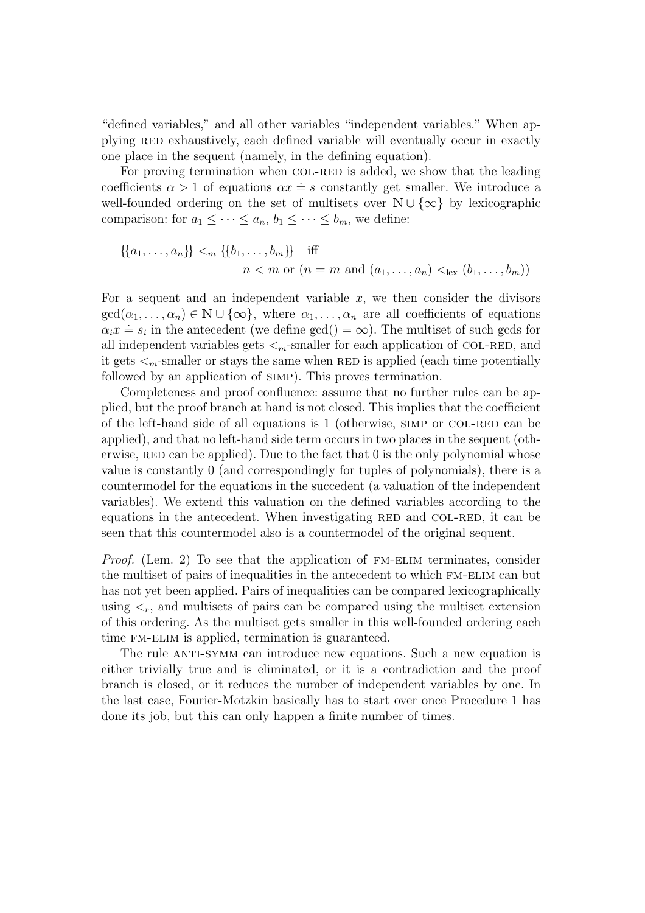"defined variables," and all other variables "independent variables." When applying RED exhaustively, each defined variable will eventually occur in exactly one place in the sequent (namely, in the defining equation).

For proving termination when COL-RED is added, we show that the leading coefficients $\alpha > 1$ of equations $\alpha x \doteq s$ constantly get smaller. We introduce a well-founded ordering on the set of multisets over $\mathbb{N} \cup \{\infty\}$ by lexicographic comparison: for $a_1 \leq \cdots \leq a_n$, $b_1 \leq \cdots \leq b_m$, we define:

$$\{\{a_1, \ldots, a_n\}\} <_m \{\{b_1, \ldots, b_m\}\} \quad \text{iff} \quad n < m \text{ or } (n = m \text{ and } (a_1, \ldots, a_n) <_{\text{lex}} (b_1, \ldots, b_m))$$

For a sequent and an independent variable $x$, we then consider the divisors $\gcd(\alpha_1, \ldots, \alpha_n) \in \mathbb{N} \cup \{\infty\}$, where $\alpha_1, \ldots, \alpha_n$ are all coefficients of equations $\alpha_i x \doteq s_i$ in the antecedent (we define $\gcd() = \infty$). The multiset of such gcds for all independent variables gets $<_m$-smaller for each application of COL-RED, and it gets $<_m$-smaller or stays the same when RED is applied (each time potentially followed by an application of SIMP). This proves termination.

Completeness and proof confluence: assume that no further rules can be applied, but the proof branch at hand is not closed. This implies that the coefficient of the left-hand side of all equations is 1 (otherwise, SIMP or COL-RED can be applied), and that no left-hand side term occurs in two places in the sequent (otherwise, RED can be applied). Due to the fact that 0 is the only polynomial whose value is constantly 0 (and correspondingly for tuples of polynomials), there is a countermodel for the equations in the succedent (a valuation of the independent variables). We extend this valuation on the defined variables according to the equations in the antecedent. When investigating RED and COL-RED, it can be seen that this countermodel also is a countermodel of the original sequent.

*Proof.* (Lem. 2) To see that the application of FM-ELIM terminates, consider the multiset of pairs of inequalities in the antecedent to which FM-ELIM can but has not yet been applied. Pairs of inequalities can be compared lexicographically using $<_r$, and multisets of pairs can be compared using the multiset extension of this ordering. As the multiset gets smaller in this well-founded ordering each time FM-ELIM is applied, termination is guaranteed.

The rule ANTI-SYMM can introduce new equations. Such a new equation is either trivially true and is eliminated, or it is a contradiction and the proof branch is closed, or it reduces the number of independent variables by one. In the last case, Fourier-Motzkin basically has to start over once Procedure 1 has done its job, but this can only happen a finite number of times.